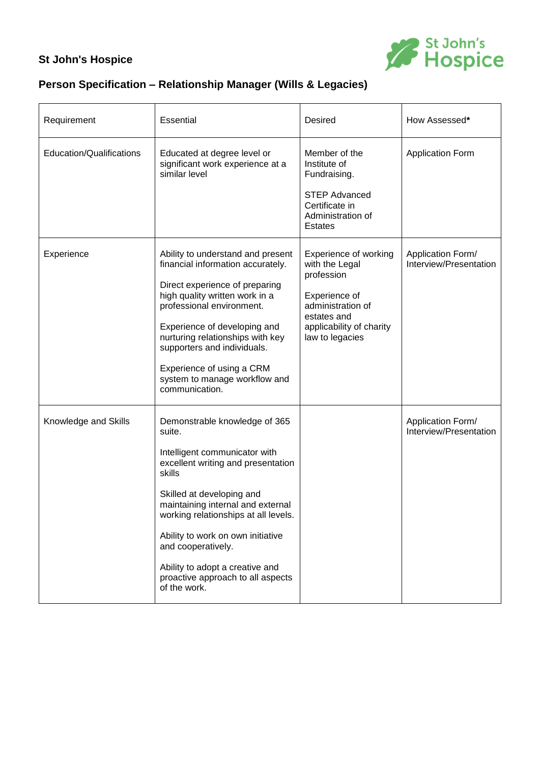**St John's Hospice**

## Person Specification – Relationship Manager (Wills & Legacies)

| Requirement | Essential | Desired | How Assessed* |
|---|---|---|---|
| Education/Qualifications | Educated at degree level or significant work experience at a similar level | Member of the Institute of Fundraising.<br><br>STEP Advanced Certificate in Administration of Estates | Application Form |
| Experience | Ability to understand and present financial information accurately.<br><br>Direct experience of preparing high quality written work in a professional environment.<br><br>Experience of developing and nurturing relationships with key supporters and individuals.<br><br>Experience of using a CRM system to manage workflow and communication. | Experience of working with the Legal profession<br><br>Experience of administration of estates and applicability of charity law to legacies | Application Form/ Interview/Presentation |
| Knowledge and Skills | Demonstrable knowledge of 365 suite.<br><br>Intelligent communicator with excellent writing and presentation skills<br><br>Skilled at developing and maintaining internal and external working relationships at all levels.<br><br>Ability to work on own initiative and cooperatively.<br><br>Ability to adopt a creative and proactive approach to all aspects of the work. | | Application Form/ Interview/Presentation |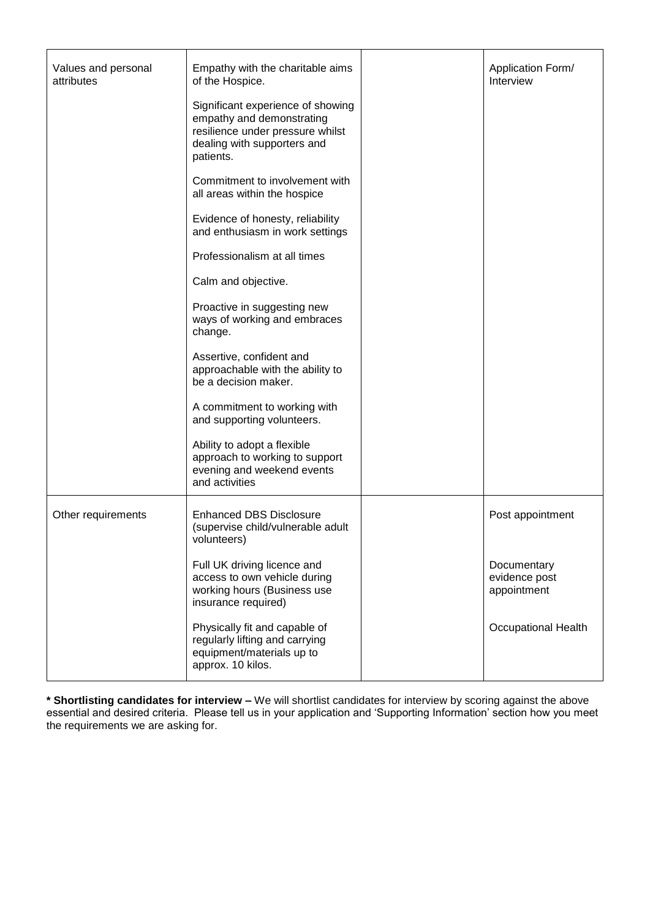| | | | |
|---|---|---|---|
| Values and personal attributes | Empathy with the charitable aims of the Hospice.<br><br>Significant experience of showing empathy and demonstrating resilience under pressure whilst dealing with supporters and patients.<br><br>Commitment to involvement with all areas within the hospice<br><br>Evidence of honesty, reliability and enthusiasm in work settings<br><br>Professionalism at all times<br><br>Calm and objective.<br><br>Proactive in suggesting new ways of working and embraces change.<br><br>Assertive, confident and approachable with the ability to be a decision maker.<br><br>A commitment to working with and supporting volunteers.<br><br>Ability to adopt a flexible approach to working to support evening and weekend events and activities | | Application Form/ Interview |
| Other requirements | Enhanced DBS Disclosure (supervise child/vulnerable adult volunteers) | | Post appointment |
| | Full UK driving licence and access to own vehicle during working hours (Business use insurance required) | | Documentary evidence post appointment |
| | Physically fit and capable of regularly lifting and carrying equipment/materials up to approx. 10 kilos. | | Occupational Health |

**\* Shortlisting candidates for interview –** We will shortlist candidates for interview by scoring against the above essential and desired criteria. Please tell us in your application and 'Supporting Information' section how you meet the requirements we are asking for.